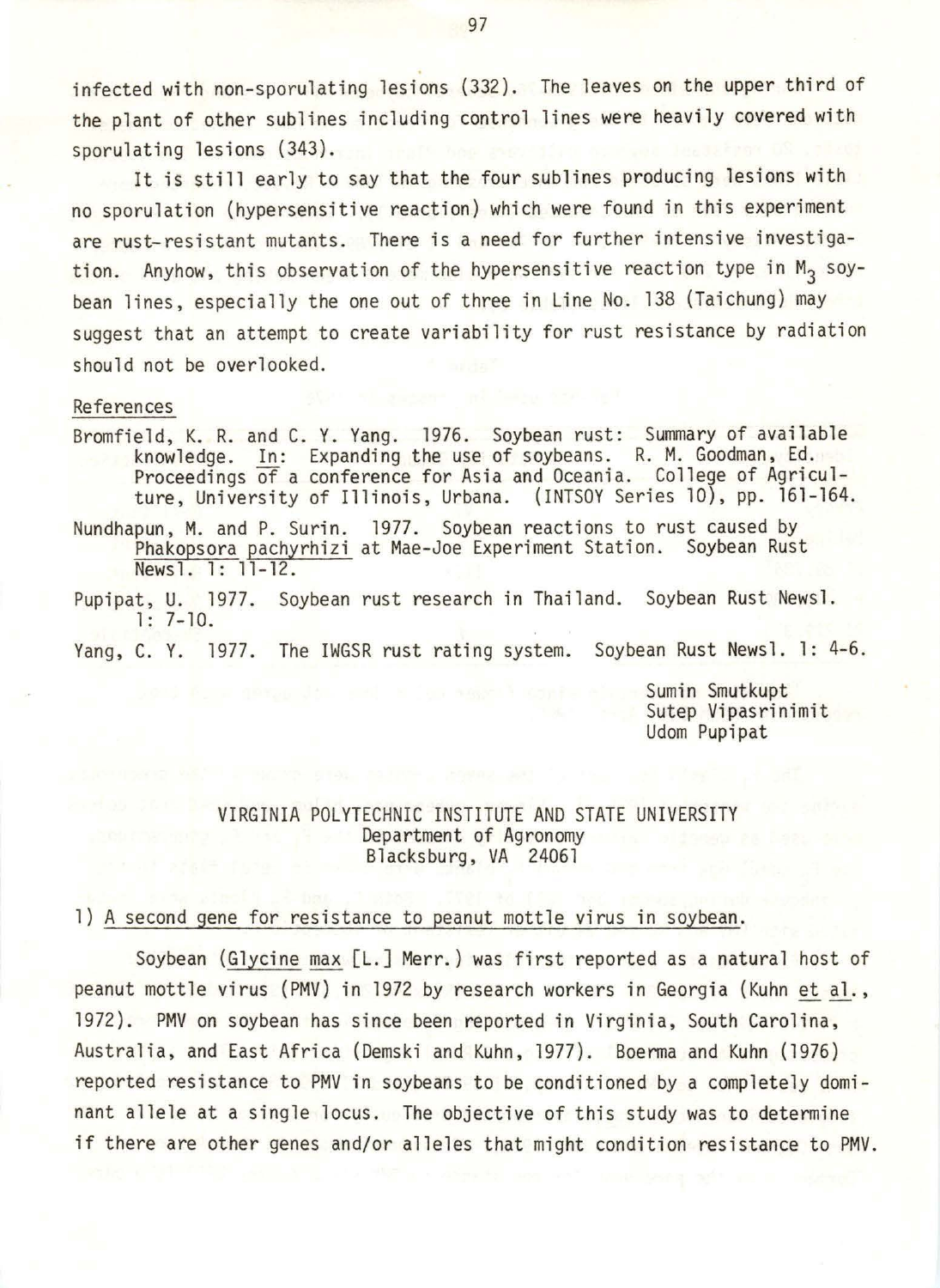infected with non-sporulating lesions (332). The leaves on the upper third of the plant of other sublines including control lines were heavily covered with sporulating lesions (343).

It is still early to say that the four sublines producing lesions with no sporulation (hypersensitive reaction) which were found in this experiment are rust-resistant mutants. There is a need for further intensive investigation. Anyhow, this observation of the hypersensitive reaction type in $M_3$ soybean lines, especially the one out of three in Line No. 138 (Taichung) may suggest that an attempt to create variability for rust resistance by radiation should not be overlooked.

References

Bromfield, K. R. and C. Y. Yang. 1976. Soybean rust: Summary of available knowledge. In: Expanding the use of soybeans. R. M. Goodman, Ed. Proceedings of a conference for Asia and Oceania. College of Agriculture, University of Illinois, Urbana. (INTSOY Series 10), pp. 161-164.

Nundhapun, M. and P. Surin. 1977. Soybean reactions to rust caused by *Phakopsora pachyrhizi* at Mae-Joe Experiment Station. Soybean Rust Newsl. 1: 11-12.

Pupipat, U. 1977. Soybean rust research in Thailand. Soybean Rust Newsl. 1: 7-10.

Yang, C. Y. 1977. The IWGSR rust rating system. Soybean Rust Newsl. 1: 4-6.

Sumin Smutkupt
Sutep Vipasrinimit
Udom Pupipat

## VIRGINIA POLYTECHNIC INSTITUTE AND STATE UNIVERSITY
Department of Agronomy
Blacksburg, VA 24061

### 1) A second gene for resistance to peanut mottle virus in soybean.

Soybean (*Glycine max* [L.] Merr.) was first reported as a natural host of peanut mottle virus (PMV) in 1972 by research workers in Georgia (Kuhn et al., 1972). PMV on soybean has since been reported in Virginia, South Carolina, Australia, and East Africa (Demski and Kuhn, 1977). Boerma and Kuhn (1976) reported resistance to PMV in soybeans to be conditioned by a completely dominant allele at a single locus. The objective of this study was to determine if there are other genes and/or alleles that might condition resistance to PMV.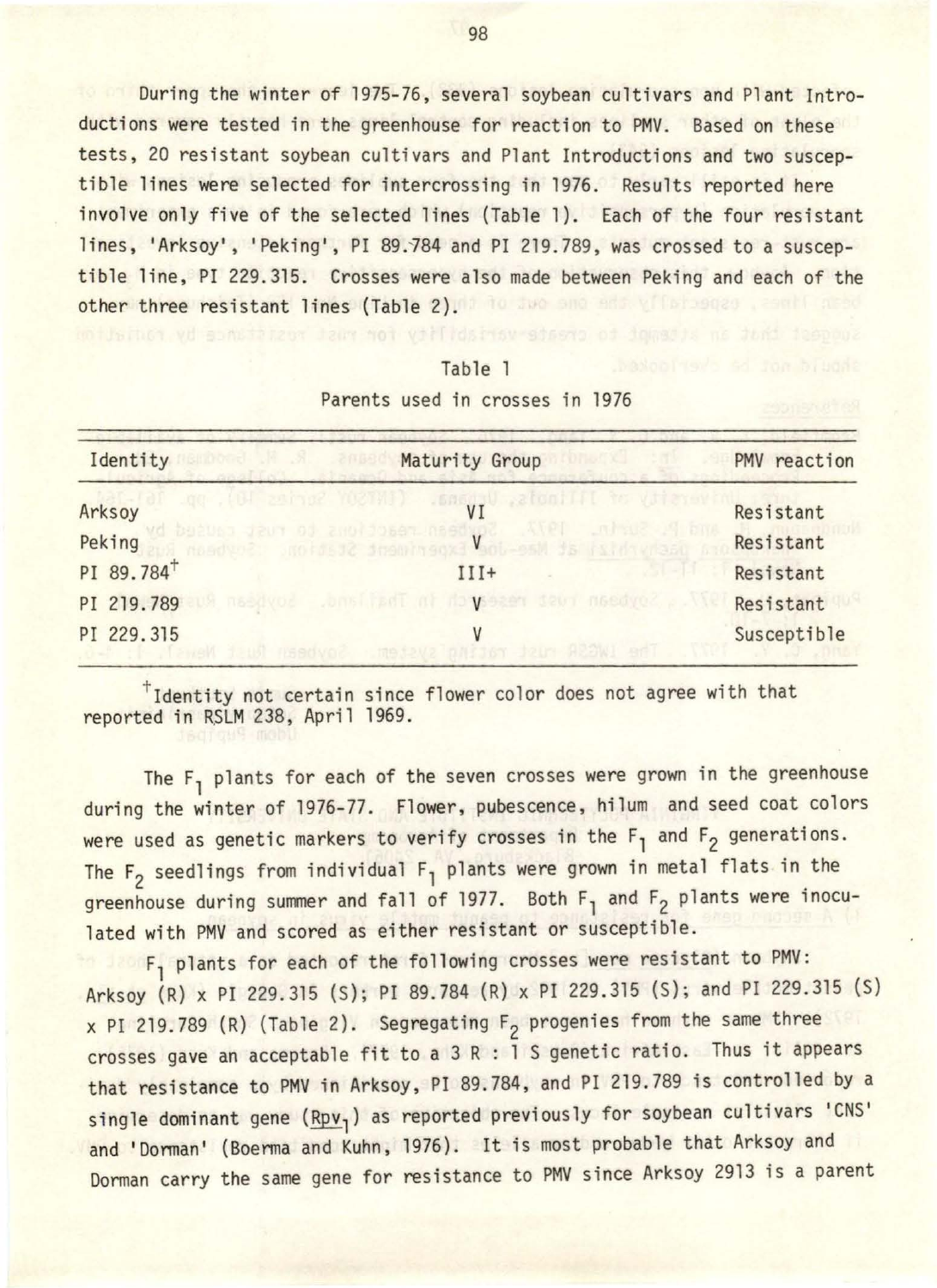During the winter of 1975-76, several soybean cultivars and Plant Introductions were tested in the greenhouse for reaction to PMV. Based on these tests, 20 resistant soybean cultivars and Plant Introductions and two susceptible lines were selected for intercrossing in 1976. Results reported here involve only five of the selected lines (Table 1). Each of the four resistant lines, 'Arksoy', 'Peking', PI 89.784 and PI 219.789, was crossed to a susceptible line, PI 229.315. Crosses were also made between Peking and each of the other three resistant lines (Table 2).

Table 1

Parents used in crosses in 1976

| Identity | Maturity Group | PMV reaction |
|---|---|---|
| Arksoy | VI | Resistant |
| Peking | V | Resistant |
| PI 89.784[†] | III+ | Resistant |
| PI 219.789 | V | Resistant |
| PI 229.315 | V | Susceptible |

[†]Identity not certain since flower color does not agree with that reported in RSLM 238, April 1969.

The $F_1$ plants for each of the seven crosses were grown in the greenhouse during the winter of 1976-77. Flower, pubescence, hilum and seed coat colors were used as genetic markers to verify crosses in the $F_1$ and $F_2$ generations. The $F_2$ seedlings from individual $F_1$ plants were grown in metal flats in the greenhouse during summer and fall of 1977. Both $F_1$ and $F_2$ plants were inoculated with PMV and scored as either resistant or susceptible.

$F_1$ plants for each of the following crosses were resistant to PMV: Arksoy (R) x PI 229.315 (S); PI 89.784 (R) x PI 229.315 (S); and PI 229.315 (S) x PI 219.789 (R) (Table 2). Segregating $F_2$ progenies from the same three crosses gave an acceptable fit to a 3 R : 1 S genetic ratio. Thus it appears that resistance to PMV in Arksoy, PI 89.784, and PI 219.789 is controlled by a single dominant gene ($\underline{Rpv_1}$) as reported previously for soybean cultivars 'CNS' and 'Dorman' (Boerma and Kuhn, 1976). It is most probable that Arksoy and Dorman carry the same gene for resistance to PMV since Arksoy 2913 is a parent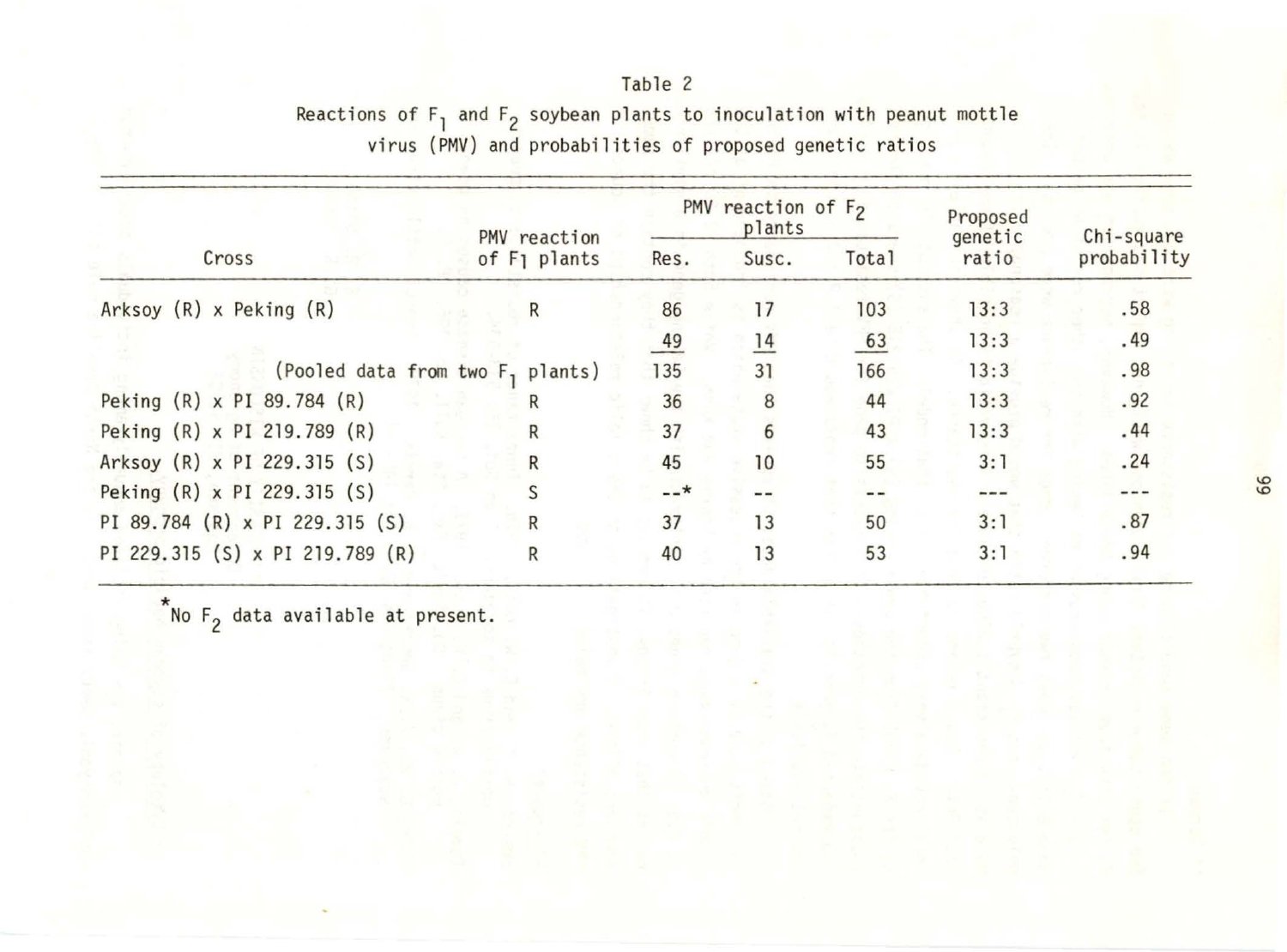Table 2

Reactions of $F_1$ and $F_2$ soybean plants to inoculation with peanut mottle virus (PMV) and probabilities of proposed genetic ratios

| Cross | PMV reaction of $F_1$ plants | PMV reaction of $F_2$ plants | | | Proposed genetic ratio | Chi-square probability |
|---|---|---|---|---|---|---|
| | | Res. | Susc. | Total | | |
| Arksoy (R) x Peking (R) | R | 86 | 17 | 103 | 13:3 | .58 |
| | | 49 | 14 | 63 | 13:3 | .49 |
| (Pooled data from two $F_1$ plants) | | 135 | 31 | 166 | 13:3 | .98 |
| Peking (R) x PI 89.784 (R) | R | 36 | 8 | 44 | 13:3 | .92 |
| Peking (R) x PI 219.789 (R) | R | 37 | 6 | 43 | 13:3 | .44 |
| Arksoy (R) x PI 229.315 (S) | R | 45 | 10 | 55 | 3:1 | .24 |
| Peking (R) x PI 229.315 (S) | S | --* | -- | -- | --- | --- |
| PI 89.784 (R) x PI 229.315 (S) | R | 37 | 13 | 50 | 3:1 | .87 |
| PI 229.315 (S) x PI 219.789 (R) | R | 40 | 13 | 53 | 3:1 | .94 |

*No $F_2$ data available at present.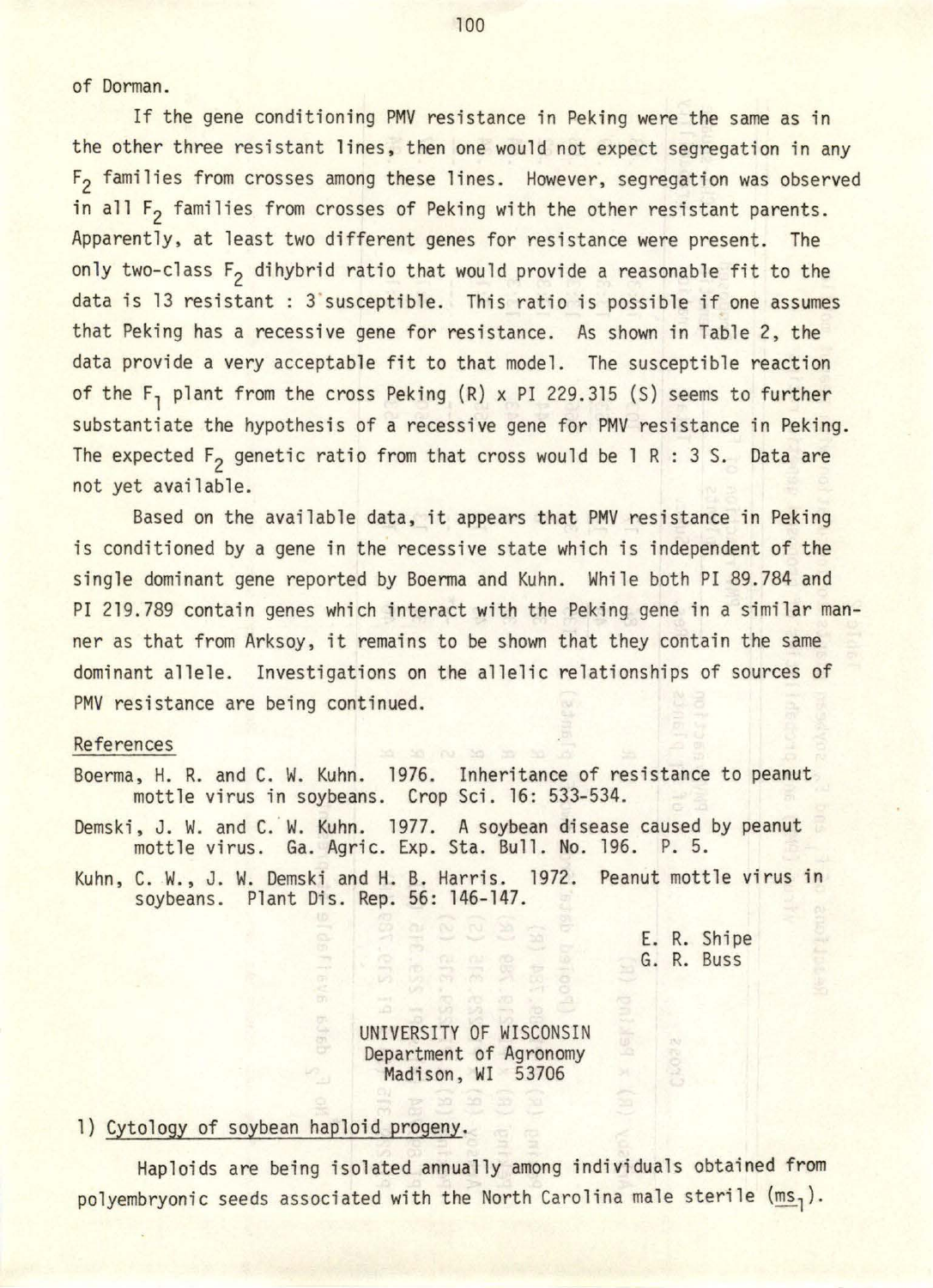of Dorman.

If the gene conditioning PMV resistance in Peking were the same as in the other three resistant lines, then one would not expect segregation in any $F_2$ families from crosses among these lines. However, segregation was observed in all $F_2$ families from crosses of Peking with the other resistant parents. Apparently, at least two different genes for resistance were present. The only two-class $F_2$ dihybrid ratio that would provide a reasonable fit to the data is 13 resistant : 3 susceptible. This ratio is possible if one assumes that Peking has a recessive gene for resistance. As shown in Table 2, the data provide a very acceptable fit to that model. The susceptible reaction of the $F_1$ plant from the cross Peking (R) x PI 229.315 (S) seems to further substantiate the hypothesis of a recessive gene for PMV resistance in Peking. The expected $F_2$ genetic ratio from that cross would be 1 R : 3 S. Data are not yet available.

Based on the available data, it appears that PMV resistance in Peking is conditioned by a gene in the recessive state which is independent of the single dominant gene reported by Boerma and Kuhn. While both PI 89.784 and PI 219.789 contain genes which interact with the Peking gene in a similar manner as that from Arksoy, it remains to be shown that they contain the same dominant allele. Investigations on the allelic relationships of sources of PMV resistance are being continued.

References

Boerma, H. R. and C. W. Kuhn. 1976. Inheritance of resistance to peanut mottle virus in soybeans. Crop Sci. 16: 533-534.

Demski, J. W. and C. W. Kuhn. 1977. A soybean disease caused by peanut mottle virus. Ga. Agric. Exp. Sta. Bull. No. 196. P. 5.

Kuhn, C. W., J. W. Demski and H. B. Harris. 1972. Peanut mottle virus in soybeans. Plant Dis. Rep. 56: 146-147.

E. R. Shipe
G. R. Buss

UNIVERSITY OF WISCONSIN
Department of Agronomy
Madison, WI 53706

1) Cytology of soybean haploid progeny.

Haploids are being isolated annually among individuals obtained from polyembryonic seeds associated with the North Carolina male sterile ($ms_1$).